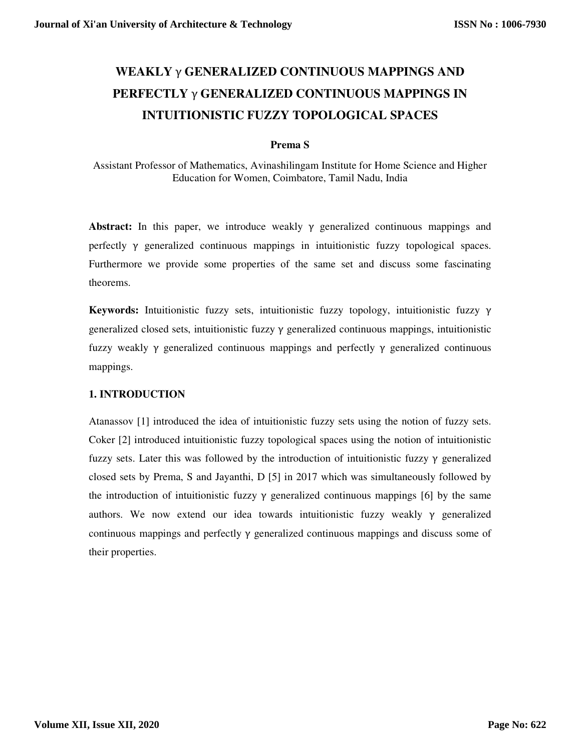# WEAKLY $\gamma$ GENERALIZED CONTINUOUS MAPPINGS AND PERFECTLY $\gamma$ GENERALIZED CONTINUOUS MAPPINGS IN INTUITIONISTIC FUZZY TOPOLOGICAL SPACES

**Prema S**

Assistant Professor of Mathematics, Avinashilingam Institute for Home Science and Higher Education for Women, Coimbatore, Tamil Nadu, India

**Abstract:** In this paper, we introduce weakly $\gamma$ generalized continuous mappings and perfectly $\gamma$ generalized continuous mappings in intuitionistic fuzzy topological spaces. Furthermore we provide some properties of the same set and discuss some fascinating theorems.

**Keywords:** Intuitionistic fuzzy sets, intuitionistic fuzzy topology, intuitionistic fuzzy $\gamma$ generalized closed sets, intuitionistic fuzzy $\gamma$ generalized continuous mappings, intuitionistic fuzzy weakly $\gamma$ generalized continuous mappings and perfectly $\gamma$ generalized continuous mappings.

## 1. INTRODUCTION

Atanassov [1] introduced the idea of intuitionistic fuzzy sets using the notion of fuzzy sets. Coker [2] introduced intuitionistic fuzzy topological spaces using the notion of intuitionistic fuzzy sets. Later this was followed by the introduction of intuitionistic fuzzy $\gamma$ generalized closed sets by Prema, S and Jayanthi, D [5] in 2017 which was simultaneously followed by the introduction of intuitionistic fuzzy $\gamma$ generalized continuous mappings [6] by the same authors. We now extend our idea towards intuitionistic fuzzy weakly $\gamma$ generalized continuous mappings and perfectly $\gamma$ generalized continuous mappings and discuss some of their properties.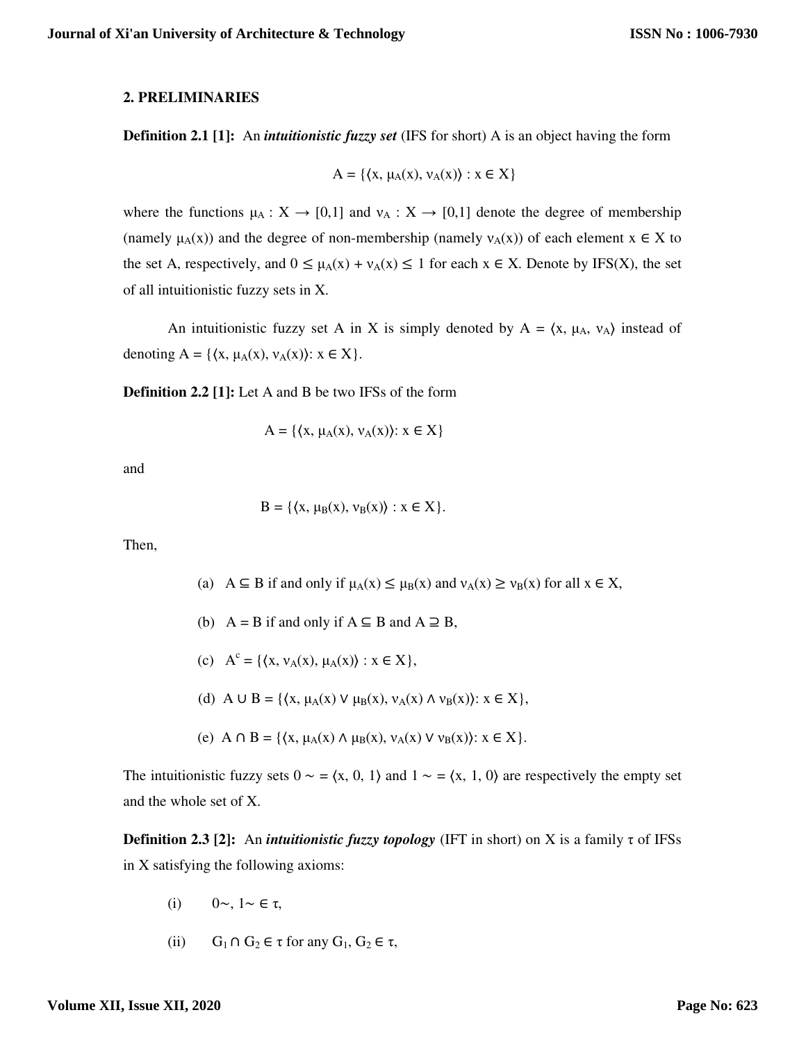## 2. PRELIMINARIES

**Definition 2.1 [1]:** An ***intuitionistic fuzzy set*** (IFS for short) A is an object having the form

$$A = \{\langle x, \mu_A(x), \nu_A(x)\rangle : x \in X\}$$

where the functions $\mu_A : X \to [0,1]$ and $\nu_A : X \to [0,1]$ denote the degree of membership (namely $\mu_A(x)$) and the degree of non-membership (namely $\nu_A(x)$) of each element $x \in X$ to the set A, respectively, and $0 \leq \mu_A(x) + \nu_A(x) \leq 1$ for each $x \in X$. Denote by IFS(X), the set of all intuitionistic fuzzy sets in X.

An intuitionistic fuzzy set A in X is simply denoted by $A = \langle x, \mu_A, \nu_A\rangle$ instead of denoting $A = \{\langle x, \mu_A(x), \nu_A(x)\rangle : x \in X\}$.

**Definition 2.2 [1]:** Let A and B be two IFSs of the form

$$A = \{\langle x, \mu_A(x), \nu_A(x)\rangle : x \in X\}$$

and

$$B = \{\langle x, \mu_B(x), \nu_B(x)\rangle : x \in X\}.$$

Then,

(a) $A \subseteq B$ if and only if $\mu_A(x) \leq \mu_B(x)$ and $\nu_A(x) \geq \nu_B(x)$ for all $x \in X$,

(b) $A = B$ if and only if $A \subseteq B$ and $A \supseteq B$,

(c) $A^c = \{\langle x, \nu_A(x), \mu_A(x)\rangle : x \in X\}$,

(d) $A \cup B = \{\langle x, \mu_A(x) \vee \mu_B(x), \nu_A(x) \wedge \nu_B(x)\rangle : x \in X\}$,

(e) $A \cap B = \{\langle x, \mu_A(x) \wedge \mu_B(x), \nu_A(x) \vee \nu_B(x)\rangle : x \in X\}$.

The intuitionistic fuzzy sets $0\sim = \langle x, 0, 1\rangle$ and $1\sim = \langle x, 1, 0\rangle$ are respectively the empty set and the whole set of X.

**Definition 2.3 [2]:** An ***intuitionistic fuzzy topology*** (IFT in short) on X is a family $\tau$ of IFSs in X satisfying the following axioms:

(i) $0\sim, 1\sim \in \tau$,

(ii) $G_1 \cap G_2 \in \tau$ for any $G_1, G_2 \in \tau$,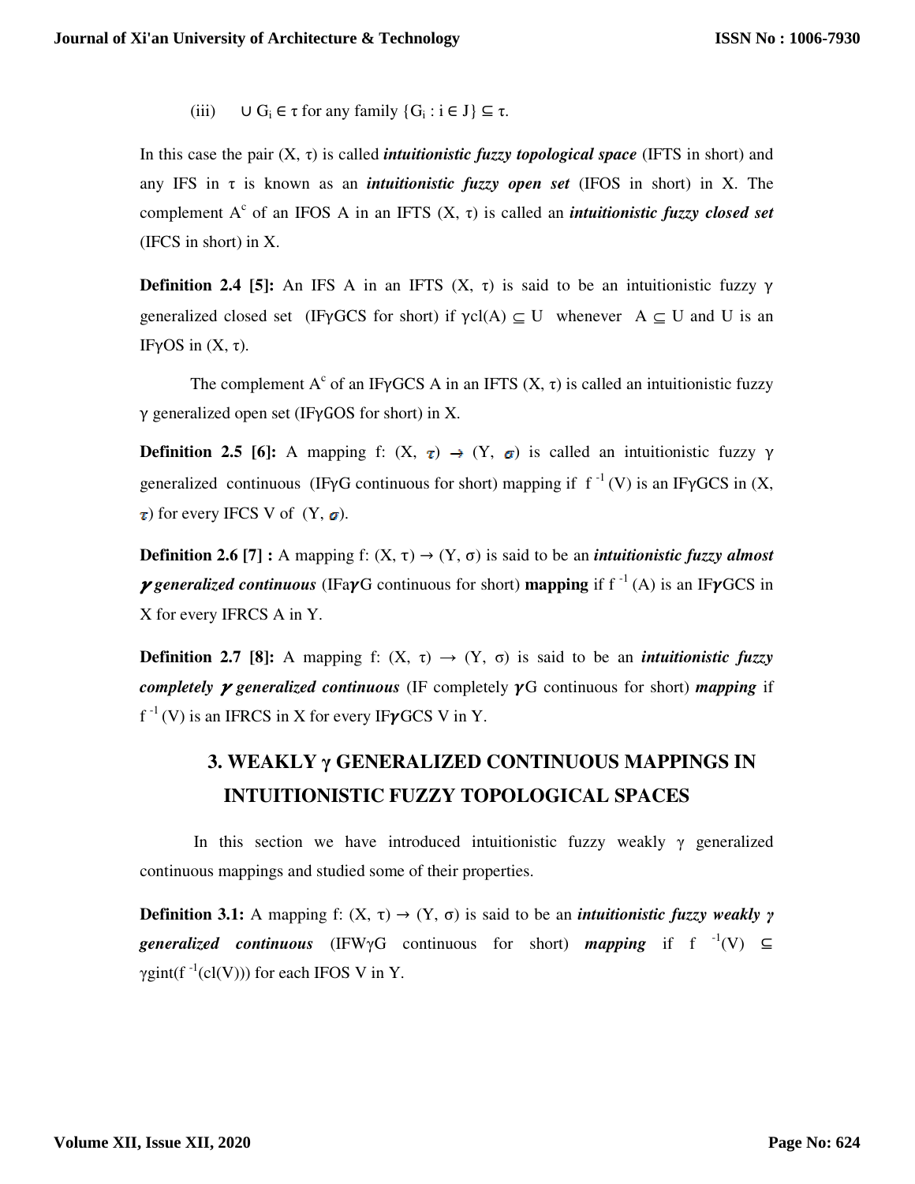(iii) $\cup G_i \in \tau$ for any family $\{G_i : i \in J\} \subseteq \tau$.

In this case the pair (X, τ) is called ***intuitionistic fuzzy topological space*** (IFTS in short) and any IFS in τ is known as an ***intuitionistic fuzzy open set*** (IFOS in short) in X. The complement $A^c$ of an IFOS A in an IFTS (X, τ) is called an ***intuitionistic fuzzy closed set*** (IFCS in short) in X.

**Definition 2.4 [5]:** An IFS A in an IFTS (X, τ) is said to be an intuitionistic fuzzy γ generalized closed set (IFγGCS for short) if $\gamma cl(A) \subseteq U$ whenever $A \subseteq U$ and U is an IFγOS in (X, τ).

The complement $A^c$ of an IFγGCS A in an IFTS (X, τ) is called an intuitionistic fuzzy γ generalized open set (IFγGOS for short) in X.

**Definition 2.5 [6]:** A mapping f: (X, τ) → (Y, σ) is called an intuitionistic fuzzy γ generalized continuous (IFγG continuous for short) mapping if $f^{-1}(V)$ is an IFγGCS in (X, τ) for every IFCS V of (Y, σ).

**Definition 2.6 [7] :** A mapping f: (X, τ) → (Y, σ) is said to be an ***intuitionistic fuzzy almost γ generalized continuous*** (IFaγG continuous for short) **mapping** if $f^{-1}(A)$ is an IFγGCS in X for every IFRCS A in Y.

**Definition 2.7 [8]:** A mapping f: (X, τ) → (Y, σ) is said to be an ***intuitionistic fuzzy completely γ generalized continuous*** (IF completely γG continuous for short) ***mapping*** if $f^{-1}(V)$ is an IFRCS in X for every IFγGCS V in Y.

## 3. WEAKLY γ GENERALIZED CONTINUOUS MAPPINGS IN INTUITIONISTIC FUZZY TOPOLOGICAL SPACES

In this section we have introduced intuitionistic fuzzy weakly γ generalized continuous mappings and studied some of their properties.

**Definition 3.1:** A mapping f: (X, τ) → (Y, σ) is said to be an ***intuitionistic fuzzy weakly γ generalized continuous*** (IFWγG continuous for short) ***mapping*** if $f^{-1}(V) \subseteq \gamma gint(f^{-1}(cl(V)))$ for each IFOS V in Y.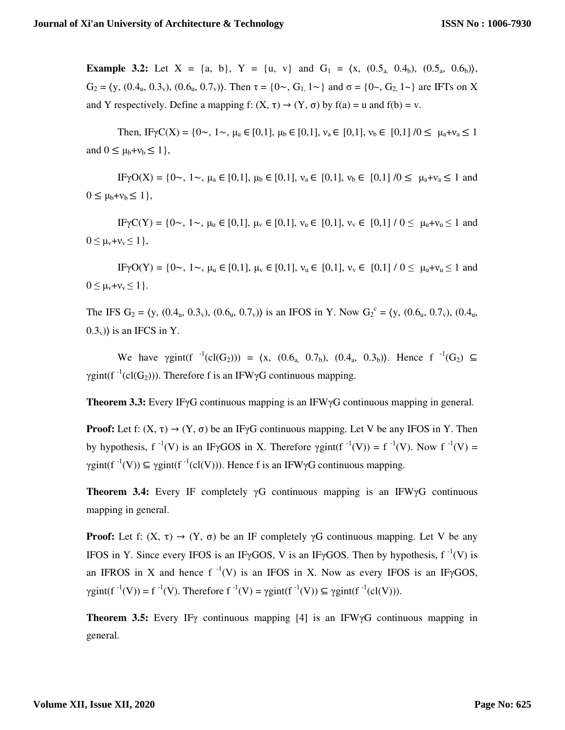**Example 3.2:** Let $X = \{a, b\}$, $Y = \{u, v\}$ and $G_1 = \langle x, (0.5_a, 0.4_b), (0.5_a, 0.6_b)\rangle$, $G_2 = \langle y, (0.4_u, 0.3_v), (0.6_u, 0.7_v)\rangle$. Then $\tau = \{0\sim, G_1, 1\sim\}$ and $\sigma = \{0\sim, G_2, 1\sim\}$ are IFTs on X and Y respectively. Define a mapping $f: (X, \tau) \rightarrow (Y, \sigma)$ by $f(a) = u$ and $f(b) = v$.

Then, $IF\gamma C(X) = \{0\sim, 1\sim, \mu_a \in [0,1], \mu_b \in [0,1], \nu_a \in [0,1], \nu_b \in [0,1] / 0 \leq \mu_a+\nu_a \leq 1$ and $0 \leq \mu_b+\nu_b \leq 1\}$,

$IF\gamma O(X) = \{0\sim, 1\sim, \mu_a \in [0,1], \mu_b \in [0,1], \nu_a \in [0,1], \nu_b \in [0,1] / 0 \leq \mu_a+\nu_a \leq 1$ and $0 \leq \mu_b+\nu_b \leq 1\}$,

$IF\gamma C(Y) = \{0\sim, 1\sim, \mu_u \in [0,1], \mu_v \in [0,1], \nu_u \in [0,1], \nu_v \in [0,1] / 0 \leq \mu_u+\nu_u \leq 1$ and $0 \leq \mu_v+\nu_v \leq 1\}$,

$IF\gamma O(Y) = \{0\sim, 1\sim, \mu_u \in [0,1], \mu_v \in [0,1], \nu_u \in [0,1], \nu_v \in [0,1] / 0 \leq \mu_u+\nu_u \leq 1$ and $0 \leq \mu_v+\nu_v \leq 1\}$.

The IFS $G_2 = \langle y, (0.4_u, 0.3_v), (0.6_u, 0.7_v)\rangle$ is an IFOS in Y. Now $G_2^c = \langle y, (0.6_u, 0.7_v), (0.4_u, 0.3_v)\rangle$ is an IFCS in Y.

We have $\gamma gint(f^{-1}(cl(G_2))) = \langle x, (0.6_a, 0.7_b), (0.4_a, 0.3_b)\rangle$. Hence $f^{-1}(G_2) \subseteq \gamma gint(f^{-1}(cl(G_2)))$. Therefore f is an IFWγG continuous mapping.

**Theorem 3.3:** Every IFγG continuous mapping is an IFWγG continuous mapping in general.

**Proof:** Let $f: (X, \tau) \rightarrow (Y, \sigma)$ be an IFγG continuous mapping. Let V be any IFOS in Y. Then by hypothesis, $f^{-1}(V)$ is an IFγGOS in X. Therefore $\gamma gint(f^{-1}(V)) = f^{-1}(V)$. Now $f^{-1}(V) = \gamma gint(f^{-1}(V)) \subseteq \gamma gint(f^{-1}(cl(V)))$. Hence f is an IFWγG continuous mapping.

**Theorem 3.4:** Every IF completely γG continuous mapping is an IFWγG continuous mapping in general.

**Proof:** Let $f: (X, \tau) \rightarrow (Y, \sigma)$ be an IF completely γG continuous mapping. Let V be any IFOS in Y. Since every IFOS is an IFγGOS, V is an IFγGOS. Then by hypothesis, $f^{-1}(V)$ is an IFROS in X and hence $f^{-1}(V)$ is an IFOS in X. Now as every IFOS is an IFγGOS, $\gamma gint(f^{-1}(V)) = f^{-1}(V)$. Therefore $f^{-1}(V) = \gamma gint(f^{-1}(V)) \subseteq \gamma gint(f^{-1}(cl(V)))$.

**Theorem 3.5:** Every IFγ continuous mapping [4] is an IFWγG continuous mapping in general.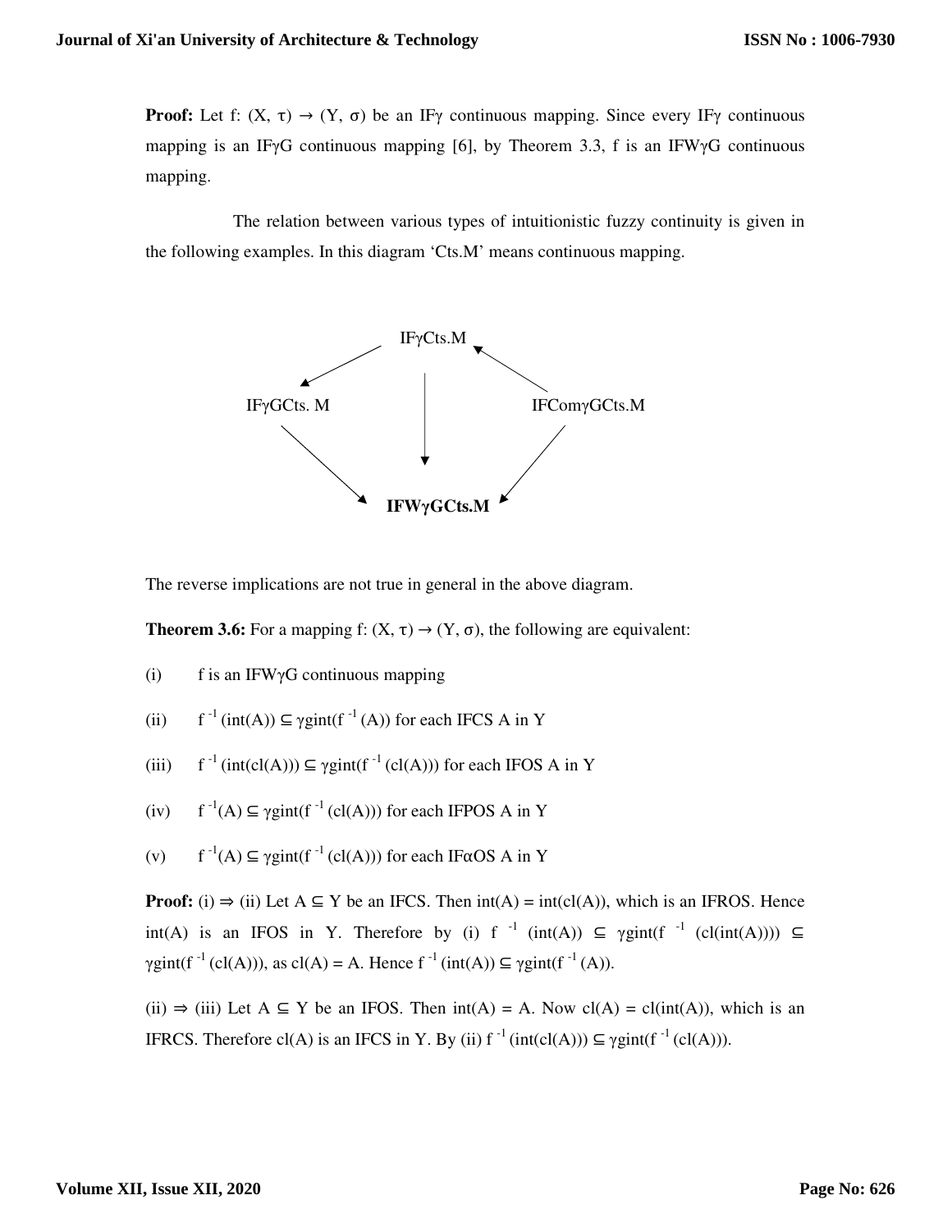**Proof:** Let f: (X, τ) → (Y, σ) be an IFγ continuous mapping. Since every IFγ continuous mapping is an IFγG continuous mapping [6], by Theorem 3.3, f is an IFWγG continuous mapping.

The relation between various types of intuitionistic fuzzy continuity is given in the following examples. In this diagram 'Cts.M' means continuous mapping.

```
                    IFγCts.M
                 ↙     |     ↖
      IFγGCts. M       |       IFComγGCts.M
                ↘      ↓      ↙
                  IFWγGCts.M
```

The reverse implications are not true in general in the above diagram.

**Theorem 3.6:** For a mapping f: (X, τ) → (Y, σ), the following are equivalent:

(i) f is an IFWγG continuous mapping

(ii) $f^{-1}(\text{int}(A)) \subseteq \gamma\text{gint}(f^{-1}(A))$ for each IFCS A in Y

(iii) $f^{-1}(\text{int}(\text{cl}(A))) \subseteq \gamma\text{gint}(f^{-1}(\text{cl}(A)))$ for each IFOS A in Y

(iv) $f^{-1}(A) \subseteq \gamma\text{gint}(f^{-1}(\text{cl}(A)))$ for each IFPOS A in Y

(v) $f^{-1}(A) \subseteq \gamma\text{gint}(f^{-1}(\text{cl}(A)))$ for each IFαOS A in Y

**Proof:** (i) ⇒ (ii) Let A ⊆ Y be an IFCS. Then int(A) = int(cl(A)), which is an IFROS. Hence int(A) is an IFOS in Y. Therefore by (i) $f^{-1}(\text{int}(A)) \subseteq \gamma\text{gint}(f^{-1}(\text{cl}(\text{int}(A)))) \subseteq \gamma\text{gint}(f^{-1}(\text{cl}(A)))$, as cl(A) = A. Hence $f^{-1}(\text{int}(A)) \subseteq \gamma\text{gint}(f^{-1}(A))$.

(ii) ⇒ (iii) Let A ⊆ Y be an IFOS. Then int(A) = A. Now cl(A) = cl(int(A)), which is an IFRCS. Therefore cl(A) is an IFCS in Y. By (ii) $f^{-1}(\text{int}(\text{cl}(A))) \subseteq \gamma\text{gint}(f^{-1}(\text{cl}(A)))$.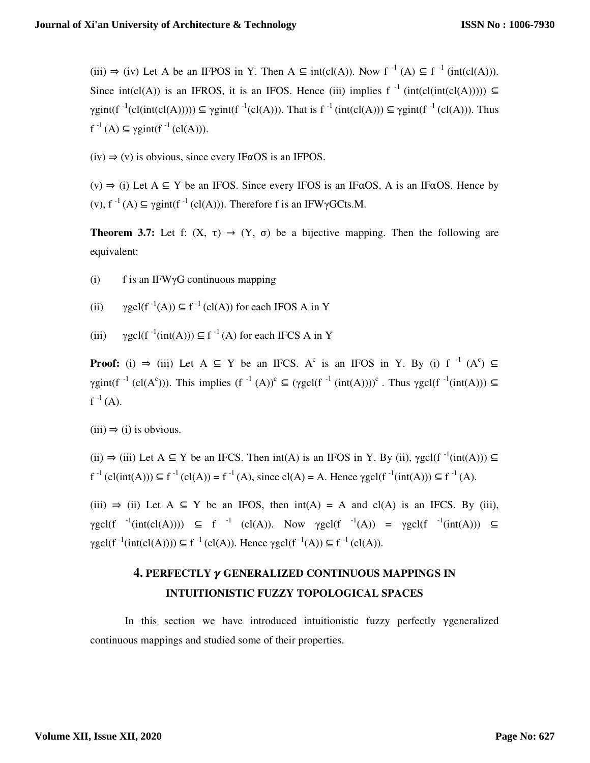(iii) ⇒ (iv) Let A be an IFPOS in Y. Then $A \subseteq int(cl(A))$. Now $f^{-1}(A) \subseteq f^{-1}(int(cl(A)))$. Since $int(cl(A))$ is an IFROS, it is an IFOS. Hence (iii) implies $f^{-1}(int(cl(int(cl(A))))) \subseteq \gamma gint(f^{-1}(cl(int(cl(A))))) \subseteq \gamma gint(f^{-1}(cl(A)))$. That is $f^{-1}(int(cl(A))) \subseteq \gamma gint(f^{-1}(cl(A)))$. Thus $f^{-1}(A) \subseteq \gamma gint(f^{-1}(cl(A)))$.

(iv) ⇒ (v) is obvious, since every IFαOS is an IFPOS.

(v) ⇒ (i) Let $A \subseteq Y$ be an IFOS. Since every IFOS is an IFαOS, A is an IFαOS. Hence by (v), $f^{-1}(A) \subseteq \gamma gint(f^{-1}(cl(A)))$. Therefore f is an IFWγGCts.M.

**Theorem 3.7:** Let f: (X, τ) → (Y, σ) be a bijective mapping. Then the following are equivalent:

(i) f is an IFWγG continuous mapping

(ii) $\gamma gcl(f^{-1}(A)) \subseteq f^{-1}(cl(A))$ for each IFOS A in Y

(iii) $\gamma gcl(f^{-1}(int(A))) \subseteq f^{-1}(A)$ for each IFCS A in Y

**Proof:** (i) ⇒ (iii) Let $A \subseteq Y$ be an IFCS. $A^c$ is an IFOS in Y. By (i) $f^{-1}(A^c) \subseteq \gamma gint(f^{-1}(cl(A^c)))$. This implies $(f^{-1}(A))^c \subseteq (\gamma gcl(f^{-1}(int(A))))^c$. Thus $\gamma gcl(f^{-1}(int(A))) \subseteq f^{-1}(A)$.

(iii) ⇒ (i) is obvious.

(ii) ⇒ (iii) Let $A \subseteq Y$ be an IFCS. Then int(A) is an IFOS in Y. By (ii), $\gamma gcl(f^{-1}(int(A))) \subseteq f^{-1}(cl(int(A))) \subseteq f^{-1}(cl(A)) = f^{-1}(A)$, since $cl(A) = A$. Hence $\gamma gcl(f^{-1}(int(A))) \subseteq f^{-1}(A)$.

(iii) ⇒ (ii) Let $A \subseteq Y$ be an IFOS, then $int(A) = A$ and cl(A) is an IFCS. By (iii), $\gamma gcl(f^{-1}(int(cl(A)))) \subseteq f^{-1}(cl(A))$. Now $\gamma gcl(f^{-1}(A)) = \gamma gcl(f^{-1}(int(A))) \subseteq \gamma gcl(f^{-1}(int(cl(A)))) \subseteq f^{-1}(cl(A))$. Hence $\gamma gcl(f^{-1}(A)) \subseteq f^{-1}(cl(A))$.

## 4. PERFECTLY $\gamma$ GENERALIZED CONTINUOUS MAPPINGS IN INTUITIONISTIC FUZZY TOPOLOGICAL SPACES

In this section we have introduced intuitionistic fuzzy perfectly γgeneralized continuous mappings and studied some of their properties.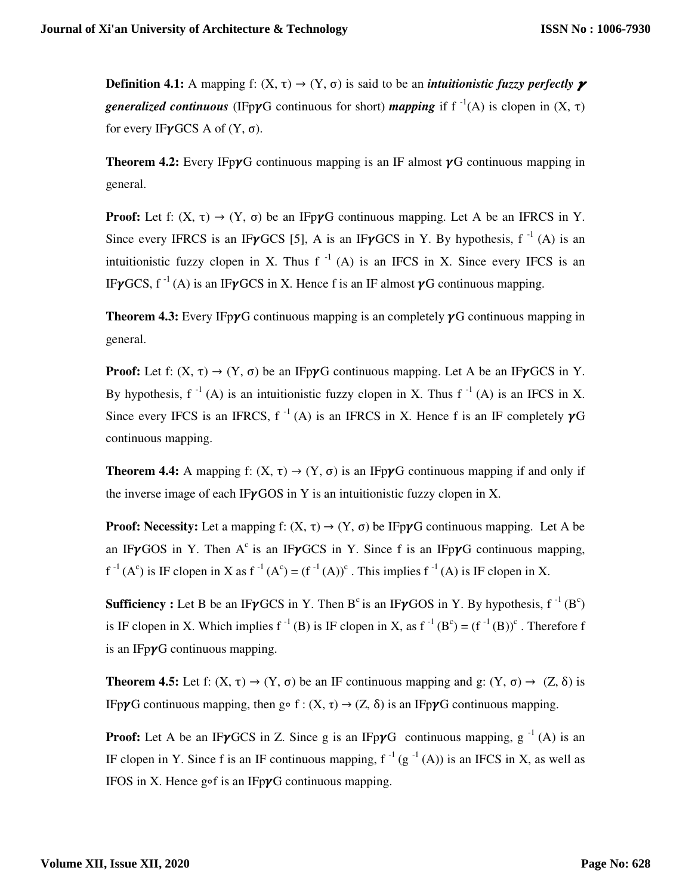**Definition 4.1:** A mapping f: (X, τ) → (Y, σ) is said to be an ***intuitionistic fuzzy perfectly 𝜸 generalized continuous*** (IFp𝜸G continuous for short) ***mapping*** if $f^{-1}(A)$ is clopen in (X, τ) for every IF𝜸GCS A of (Y, σ).

**Theorem 4.2:** Every IFp𝜸G continuous mapping is an IF almost 𝜸G continuous mapping in general.

**Proof:** Let f: (X, τ) → (Y, σ) be an IFp𝜸G continuous mapping. Let A be an IFRCS in Y. Since every IFRCS is an IF𝜸GCS [5], A is an IF𝜸GCS in Y. By hypothesis, $f^{-1}(A)$ is an intuitionistic fuzzy clopen in X. Thus $f^{-1}(A)$ is an IFCS in X. Since every IFCS is an IF𝜸GCS, $f^{-1}(A)$ is an IF𝜸GCS in X. Hence f is an IF almost 𝜸G continuous mapping.

**Theorem 4.3:** Every IFp𝜸G continuous mapping is an completely 𝜸G continuous mapping in general.

**Proof:** Let f: (X, τ) → (Y, σ) be an IFp𝜸G continuous mapping. Let A be an IF𝜸GCS in Y. By hypothesis, $f^{-1}(A)$ is an intuitionistic fuzzy clopen in X. Thus $f^{-1}(A)$ is an IFCS in X. Since every IFCS is an IFRCS, $f^{-1}(A)$ is an IFRCS in X. Hence f is an IF completely 𝜸G continuous mapping.

**Theorem 4.4:** A mapping f: (X, τ) → (Y, σ) is an IFp𝜸G continuous mapping if and only if the inverse image of each IF𝜸GOS in Y is an intuitionistic fuzzy clopen in X.

**Proof: Necessity:** Let a mapping f: (X, τ) → (Y, σ) be IFp𝜸G continuous mapping. Let A be an IF𝜸GOS in Y. Then $A^c$ is an IF𝜸GCS in Y. Since f is an IFp𝜸G continuous mapping, $f^{-1}(A^c)$ is IF clopen in X as $f^{-1}(A^c) = (f^{-1}(A))^c$. This implies $f^{-1}(A)$ is IF clopen in X.

**Sufficiency :** Let B be an IF𝜸GCS in Y. Then $B^c$ is an IF𝜸GOS in Y. By hypothesis, $f^{-1}(B^c)$ is IF clopen in X. Which implies $f^{-1}(B)$ is IF clopen in X, as $f^{-1}(B^c) = (f^{-1}(B))^c$. Therefore f is an IFp𝜸G continuous mapping.

**Theorem 4.5:** Let f: (X, τ) → (Y, σ) be an IF continuous mapping and g: (Y, σ) → (Z, δ) is IFp𝜸G continuous mapping, then g∘ f : (X, τ) → (Z, δ) is an IFp𝜸G continuous mapping.

**Proof:** Let A be an IF𝜸GCS in Z. Since g is an IFp𝜸G continuous mapping, $g^{-1}(A)$ is an IF clopen in Y. Since f is an IF continuous mapping, $f^{-1}(g^{-1}(A))$ is an IFCS in X, as well as IFOS in X. Hence g∘f is an IFp𝜸G continuous mapping.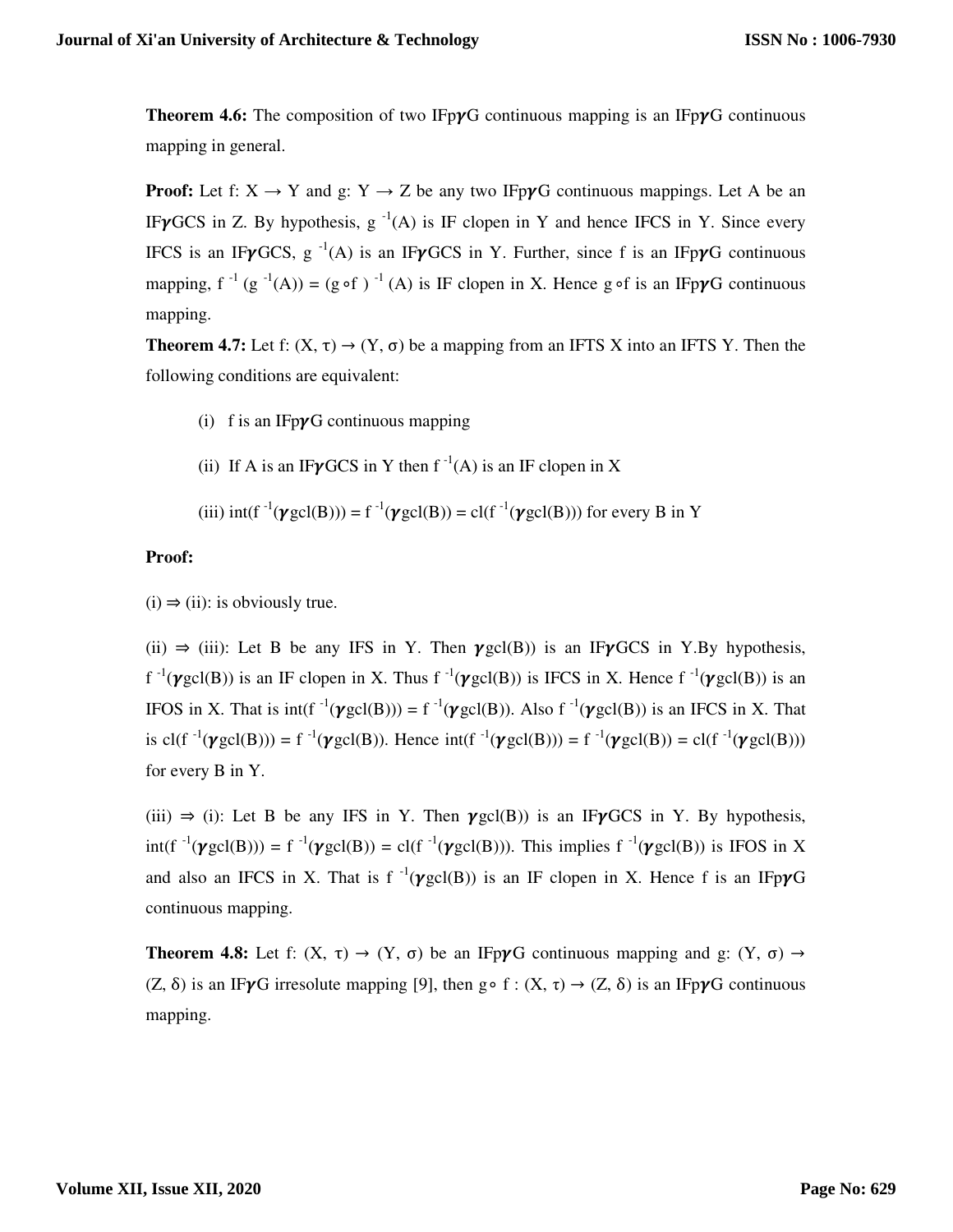**Theorem 4.6:** The composition of two IFp$\gamma$G continuous mapping is an IFp$\gamma$G continuous mapping in general.

**Proof:** Let f: X → Y and g: Y → Z be any two IFp$\gamma$G continuous mappings. Let A be an IF$\gamma$GCS in Z. By hypothesis, $g^{-1}(A)$ is IF clopen in Y and hence IFCS in Y. Since every IFCS is an IF$\gamma$GCS, $g^{-1}(A)$ is an IF$\gamma$GCS in Y. Further, since f is an IFp$\gamma$G continuous mapping, $f^{-1}(g^{-1}(A)) = (g \circ f)^{-1}(A)$ is IF clopen in X. Hence $g \circ f$ is an IFp$\gamma$G continuous mapping.

**Theorem 4.7:** Let f: (X, τ) → (Y, σ) be a mapping from an IFTS X into an IFTS Y. Then the following conditions are equivalent:

(i) f is an IFp$\gamma$G continuous mapping

(ii) If A is an IF$\gamma$GCS in Y then $f^{-1}(A)$ is an IF clopen in X

(iii) $\text{int}(f^{-1}(\gamma\text{gcl}(B))) = f^{-1}(\gamma\text{gcl}(B)) = \text{cl}(f^{-1}(\gamma\text{gcl}(B)))$ for every B in Y

**Proof:**

(i) ⇒ (ii): is obviously true.

(ii) ⇒ (iii): Let B be any IFS in Y. Then $\gamma$gcl(B)) is an IF$\gamma$GCS in Y.By hypothesis, $f^{-1}(\gamma\text{gcl}(B))$ is an IF clopen in X. Thus $f^{-1}(\gamma\text{gcl}(B))$ is IFCS in X. Hence $f^{-1}(\gamma\text{gcl}(B))$ is an IFOS in X. That is $\text{int}(f^{-1}(\gamma\text{gcl}(B))) = f^{-1}(\gamma\text{gcl}(B))$. Also $f^{-1}(\gamma\text{gcl}(B))$ is an IFCS in X. That is $\text{cl}(f^{-1}(\gamma\text{gcl}(B))) = f^{-1}(\gamma\text{gcl}(B))$. Hence $\text{int}(f^{-1}(\gamma\text{gcl}(B))) = f^{-1}(\gamma\text{gcl}(B)) = \text{cl}(f^{-1}(\gamma\text{gcl}(B)))$ for every B in Y.

(iii) ⇒ (i): Let B be any IFS in Y. Then $\gamma$gcl(B)) is an IF$\gamma$GCS in Y. By hypothesis, $\text{int}(f^{-1}(\gamma\text{gcl}(B))) = f^{-1}(\gamma\text{gcl}(B)) = \text{cl}(f^{-1}(\gamma\text{gcl}(B)))$. This implies $f^{-1}(\gamma\text{gcl}(B))$ is IFOS in X and also an IFCS in X. That is $f^{-1}(\gamma\text{gcl}(B))$ is an IF clopen in X. Hence f is an IFp$\gamma$G continuous mapping.

**Theorem 4.8:** Let f: (X, τ) → (Y, σ) be an IFp$\gamma$G continuous mapping and g: (Y, σ) → (Z, δ) is an IF$\gamma$G irresolute mapping [9], then $g \circ f$ : (X, τ) → (Z, δ) is an IFp$\gamma$G continuous mapping.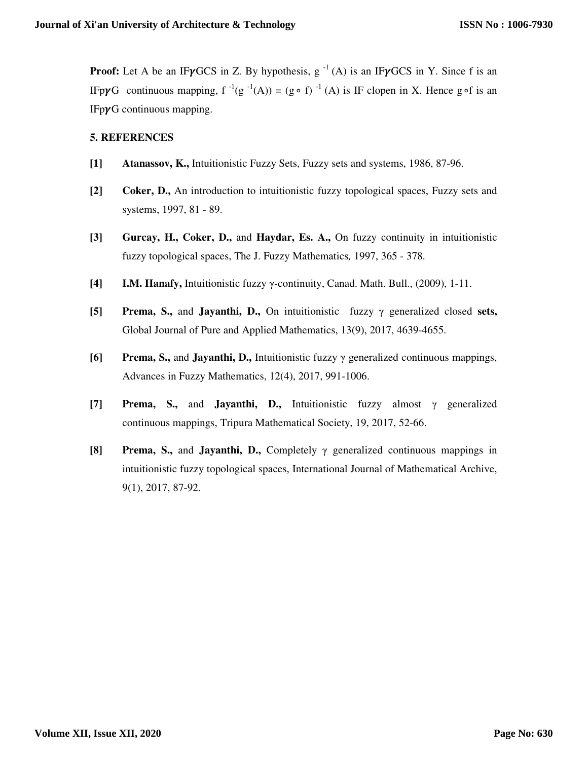**Proof:** Let A be an IF$\gamma$GCS in Z. By hypothesis, $g^{-1}(A)$ is an IF$\gamma$GCS in Y. Since f is an IFp$\gamma$G continuous mapping, $f^{-1}(g^{-1}(A)) = (g \circ f)^{-1}(A)$ is IF clopen in X. Hence $g \circ f$ is an IFp$\gamma$G continuous mapping.

## 5. REFERENCES

[1] **Atanassov, K.,** Intuitionistic Fuzzy Sets, Fuzzy sets and systems, 1986, 87-96.

[2] **Coker, D.,** An introduction to intuitionistic fuzzy topological spaces, Fuzzy sets and systems, 1997, 81 - 89.

[3] **Gurcay, H., Coker, D.,** and **Haydar, Es. A.,** On fuzzy continuity in intuitionistic fuzzy topological spaces, The J. Fuzzy Mathematics*,* 1997, 365 - 378.

[4] **I.M. Hanafy,** Intuitionistic fuzzy γ-continuity, Canad. Math. Bull., (2009), 1-11.

[5] **Prema, S.,** and **Jayanthi, D.,** On intuitionistic fuzzy γ generalized closed **sets,** Global Journal of Pure and Applied Mathematics, 13(9), 2017, 4639-4655.

[6] **Prema, S.,** and **Jayanthi, D.,** Intuitionistic fuzzy γ generalized continuous mappings, Advances in Fuzzy Mathematics, 12(4), 2017, 991-1006.

[7] **Prema, S.,** and **Jayanthi, D.,** Intuitionistic fuzzy almost γ generalized continuous mappings, Tripura Mathematical Society, 19, 2017, 52-66.

[8] **Prema, S.,** and **Jayanthi, D.,** Completely γ generalized continuous mappings in intuitionistic fuzzy topological spaces, International Journal of Mathematical Archive, 9(1), 2017, 87-92.